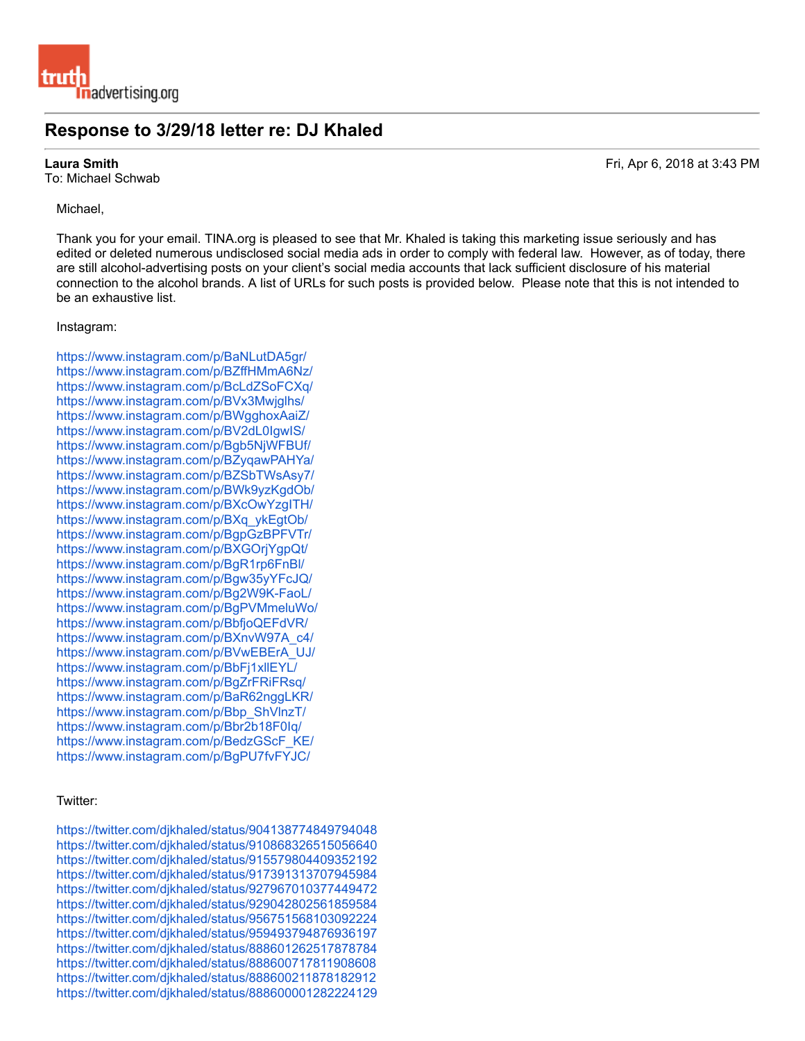truth in advertising.org

# Response to 3/29/18 letter re: DJ Khaled

**Laura Smith** Fri, Apr 6, 2018 at 3:43 PM
To: Michael Schwab

Michael,

Thank you for your email. TINA.org is pleased to see that Mr. Khaled is taking this marketing issue seriously and has edited or deleted numerous undisclosed social media ads in order to comply with federal law. However, as of today, there are still alcohol-advertising posts on your client's social media accounts that lack sufficient disclosure of his material connection to the alcohol brands. A list of URLs for such posts is provided below. Please note that this is not intended to be an exhaustive list.

Instagram:

https://www.instagram.com/p/BaNLutDA5gr/
https://www.instagram.com/p/BZffHMmA6Nz/
https://www.instagram.com/p/BcLdZSoFCXq/
https://www.instagram.com/p/BVx3Mwjglhs/
https://www.instagram.com/p/BWgghoxAaiZ/
https://www.instagram.com/p/BV2dL0IgwIS/
https://www.instagram.com/p/Bgb5NjWFBUf/
https://www.instagram.com/p/BZyqawPAHYa/
https://www.instagram.com/p/BZSbTWsAsy7/
https://www.instagram.com/p/BWk9yzKgdOb/
https://www.instagram.com/p/BXcOwYzgITH/
https://www.instagram.com/p/BXq_ykEgtOb/
https://www.instagram.com/p/BgpGzBPFVTr/
https://www.instagram.com/p/BXGOrjYgpQt/
https://www.instagram.com/p/BgR1rp6FnBl/
https://www.instagram.com/p/Bgw35yYFcJQ/
https://www.instagram.com/p/Bg2W9K-FaoL/
https://www.instagram.com/p/BgPVMmeluWo/
https://www.instagram.com/p/BbfjoQEFdVR/
https://www.instagram.com/p/BXnvW97A_c4/
https://www.instagram.com/p/BVwEBErA_UJ/
https://www.instagram.com/p/BbFj1xllEYL/
https://www.instagram.com/p/BgZrFRiFRsq/
https://www.instagram.com/p/BaR62nggLKR/
https://www.instagram.com/p/Bbp_ShVlnzT/
https://www.instagram.com/p/Bbr2b18F0Iq/
https://www.instagram.com/p/BedzGScF_KE/
https://www.instagram.com/p/BgPU7fvFYJC/

Twitter:

https://twitter.com/djkhaled/status/904138774849794048
https://twitter.com/djkhaled/status/910868326515056640
https://twitter.com/djkhaled/status/915579804409352192
https://twitter.com/djkhaled/status/917391313707945984
https://twitter.com/djkhaled/status/927967010377449472
https://twitter.com/djkhaled/status/929042802561859584
https://twitter.com/djkhaled/status/956751568103092224
https://twitter.com/djkhaled/status/959493794876936197
https://twitter.com/djkhaled/status/888601262517878784
https://twitter.com/djkhaled/status/888600717811908608
https://twitter.com/djkhaled/status/888600211878182912
https://twitter.com/djkhaled/status/888600001282224129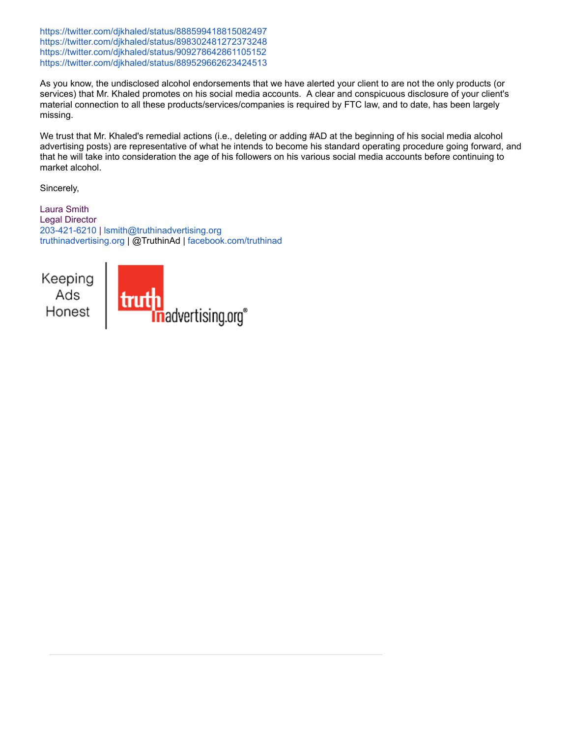https://twitter.com/djkhaled/status/888599418815082497
https://twitter.com/djkhaled/status/898302481272373248
https://twitter.com/djkhaled/status/909278642861105152
https://twitter.com/djkhaled/status/889529662623424513

As you know, the undisclosed alcohol endorsements that we have alerted your client to are not the only products (or services) that Mr. Khaled promotes on his social media accounts. A clear and conspicuous disclosure of your client's material connection to all these products/services/companies is required by FTC law, and to date, has been largely missing.

We trust that Mr. Khaled's remedial actions (i.e., deleting or adding #AD at the beginning of his social media alcohol advertising posts) are representative of what he intends to become his standard operating procedure going forward, and that he will take into consideration the age of his followers on his various social media accounts before continuing to market alcohol.

Sincerely,

Laura Smith
Legal Director
203-421-6210 | lsmith@truthinadvertising.org
truthinadvertising.org | @TruthinAd | facebook.com/truthinad

Keeping Ads Honest | truthinadvertising.org®